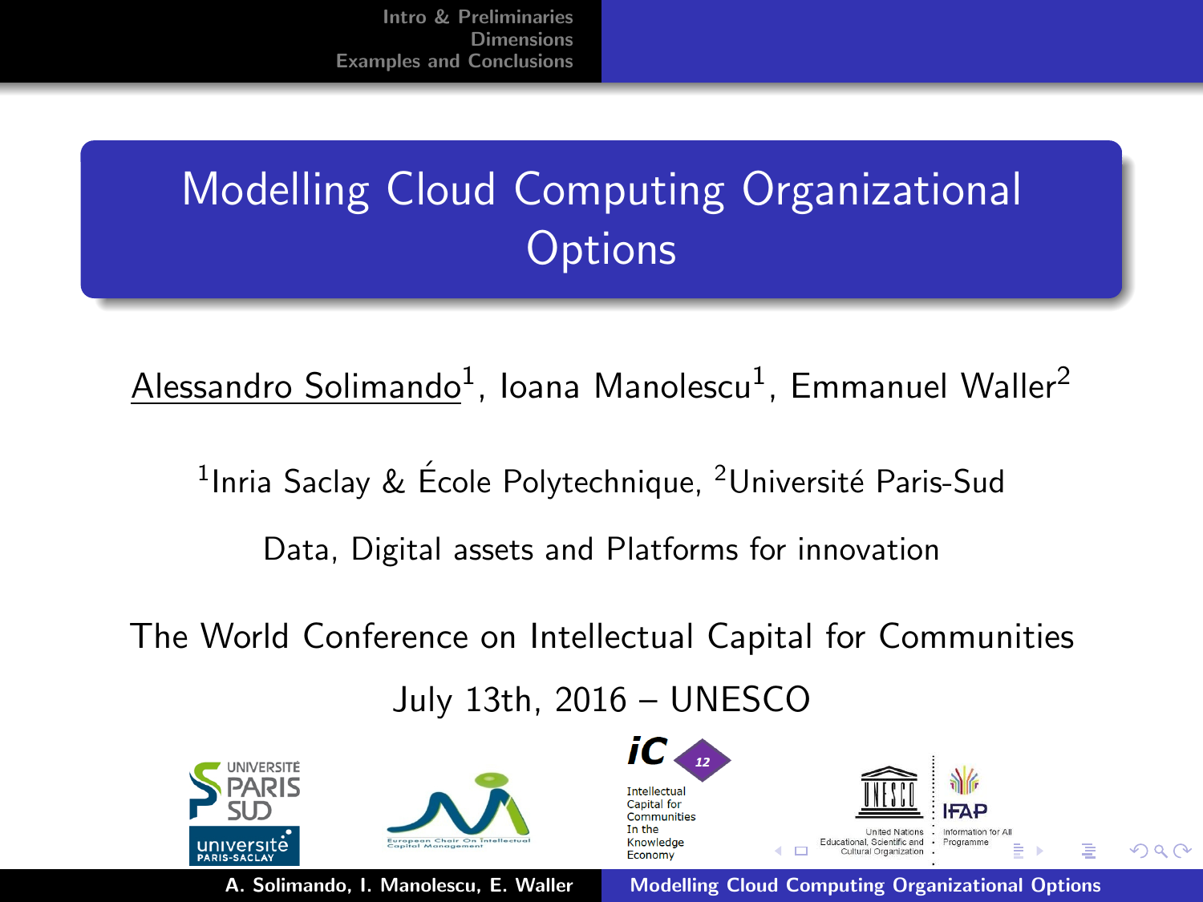# Modelling Cloud Computing Organizational Options

Alessandro Solimando[1], Ioana Manolescu[1], Emmanuel Waller[2]

[1]Inria Saclay & École Polytechnique, [2]Université Paris-Sud

Data, Digital assets and Platforms for innovation

The World Conference on Intellectual Capital for Communities

July 13th, 2016 – UNESCO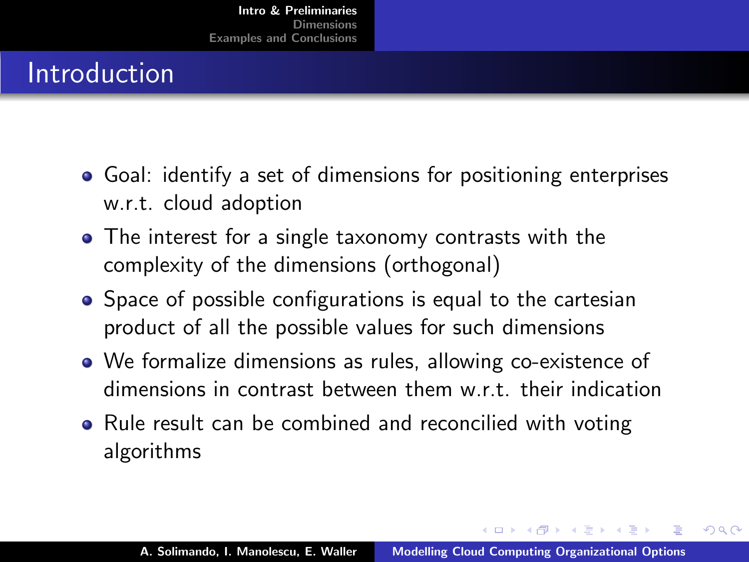## Introduction

- Goal: identify a set of dimensions for positioning enterprises w.r.t. cloud adoption
- The interest for a single taxonomy contrasts with the complexity of the dimensions (orthogonal)
- Space of possible configurations is equal to the cartesian product of all the possible values for such dimensions
- We formalize dimensions as rules, allowing co-existence of dimensions in contrast between them w.r.t. their indication
- Rule result can be combined and reconcilied with voting algorithms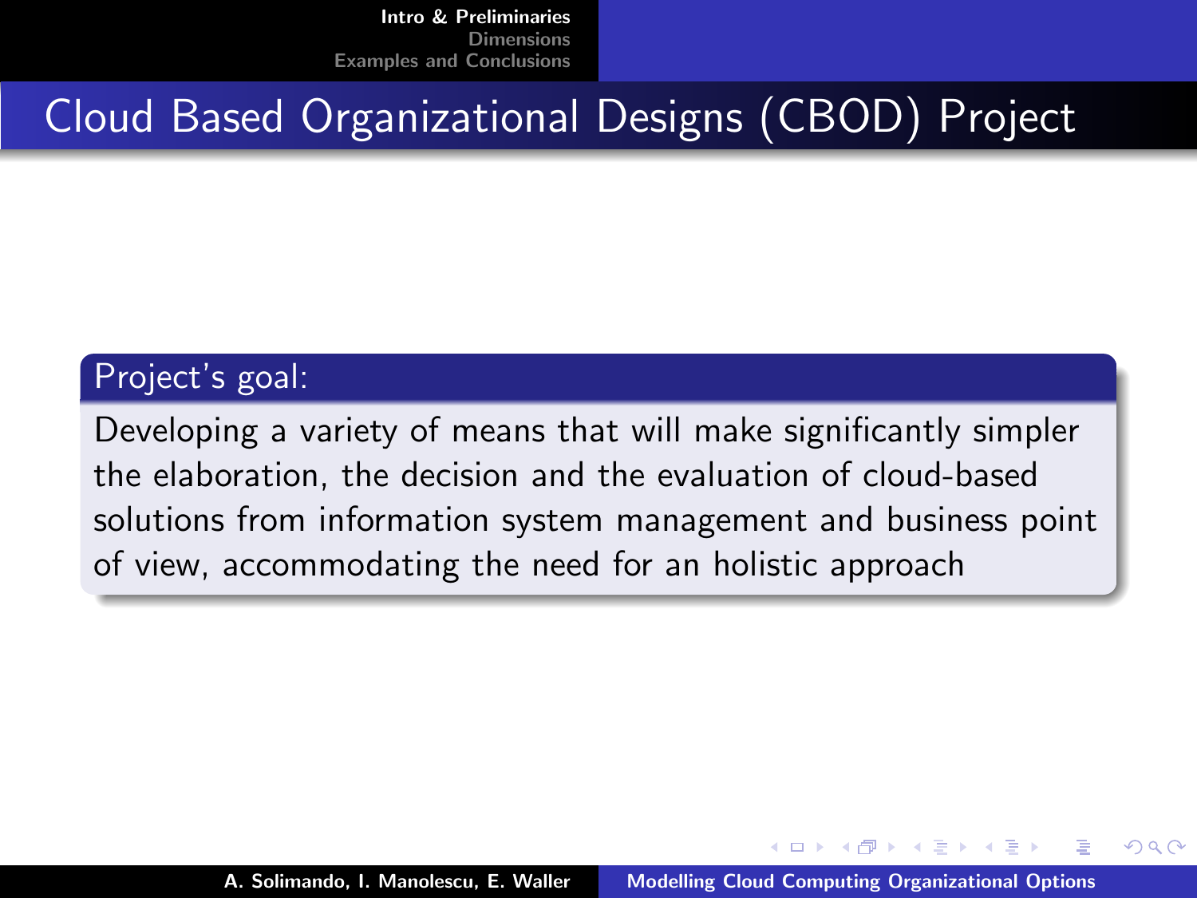# Cloud Based Organizational Designs (CBOD) Project

**Project's goal:**

Developing a variety of means that will make significantly simpler the elaboration, the decision and the evaluation of cloud-based solutions from information system management and business point of view, accommodating the need for an holistic approach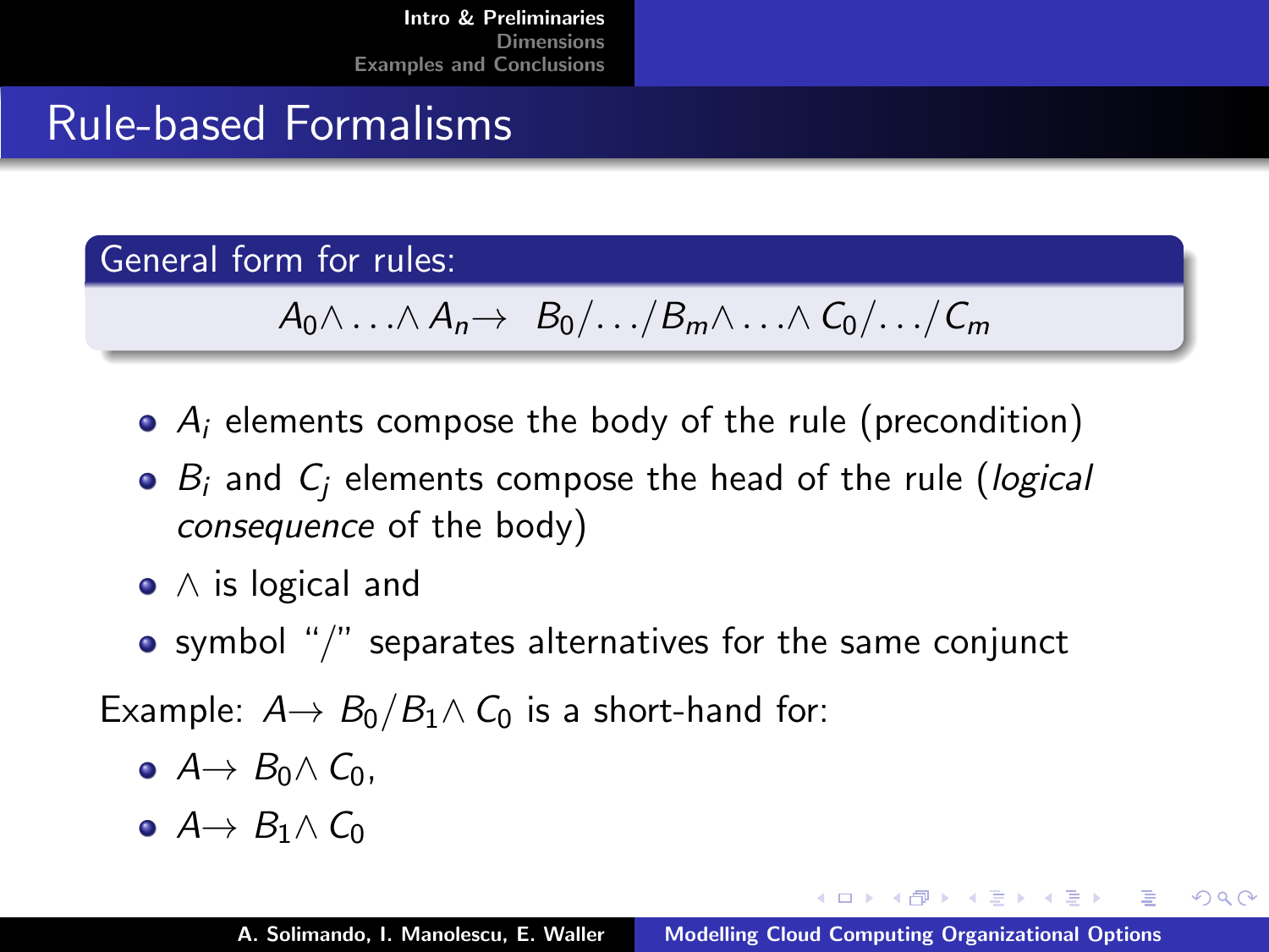# Rule-based Formalisms

**General form for rules:**

$$A_0 \wedge \ldots \wedge A_n \rightarrow \; B_0/\ldots/B_m \wedge \ldots \wedge C_0/\ldots/C_m$$

- $A_i$ elements compose the body of the rule (precondition)
- $B_i$ and $C_j$ elements compose the head of the rule (*logical consequence* of the body)
- $\wedge$ is logical and
- symbol "/" separates alternatives for the same conjunct

Example: $A \rightarrow \; B_0/B_1 \wedge C_0$ is a short-hand for:

- $A \rightarrow \; B_0 \wedge C_0$,
- $A \rightarrow \; B_1 \wedge C_0$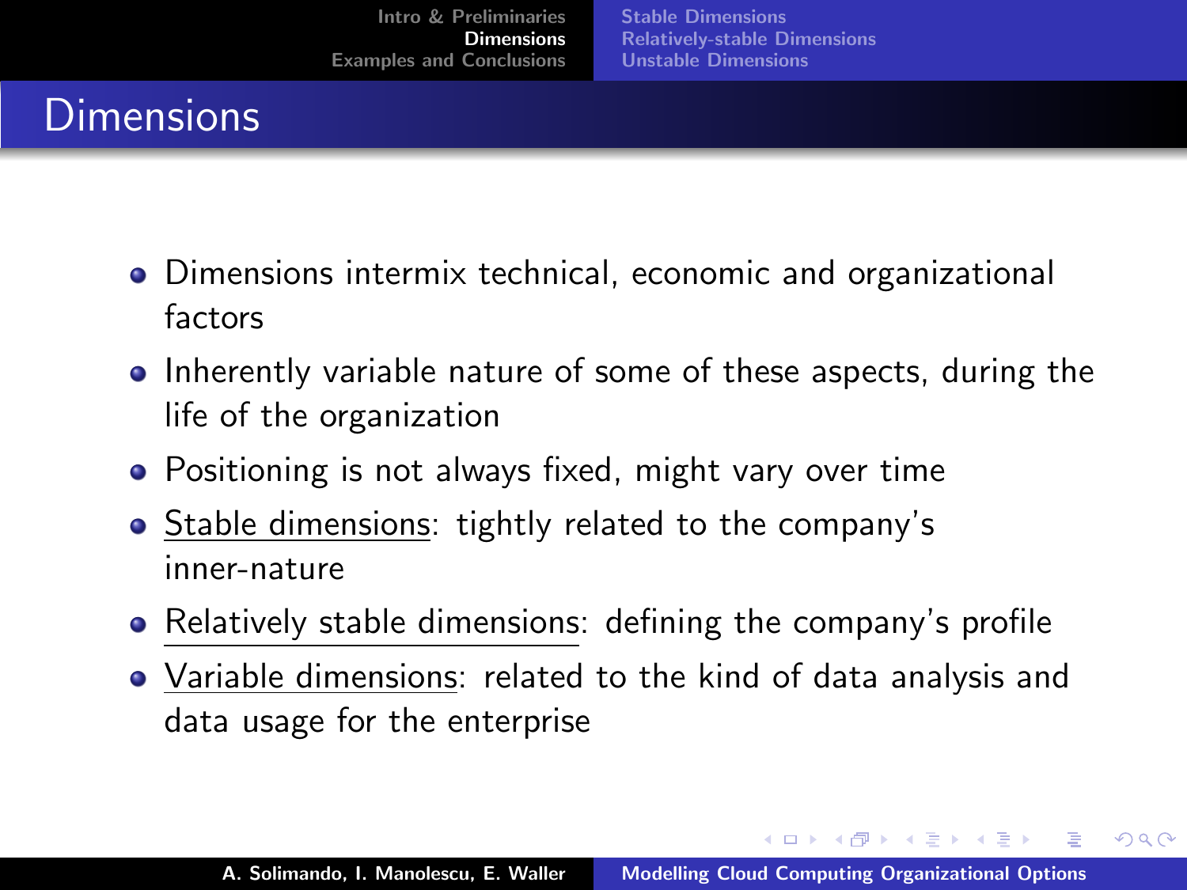# Dimensions

- Dimensions intermix technical, economic and organizational factors
- Inherently variable nature of some of these aspects, during the life of the organization
- Positioning is not always fixed, might vary over time
- Stable dimensions: tightly related to the company's inner-nature
- Relatively stable dimensions: defining the company's profile
- Variable dimensions: related to the kind of data analysis and data usage for the enterprise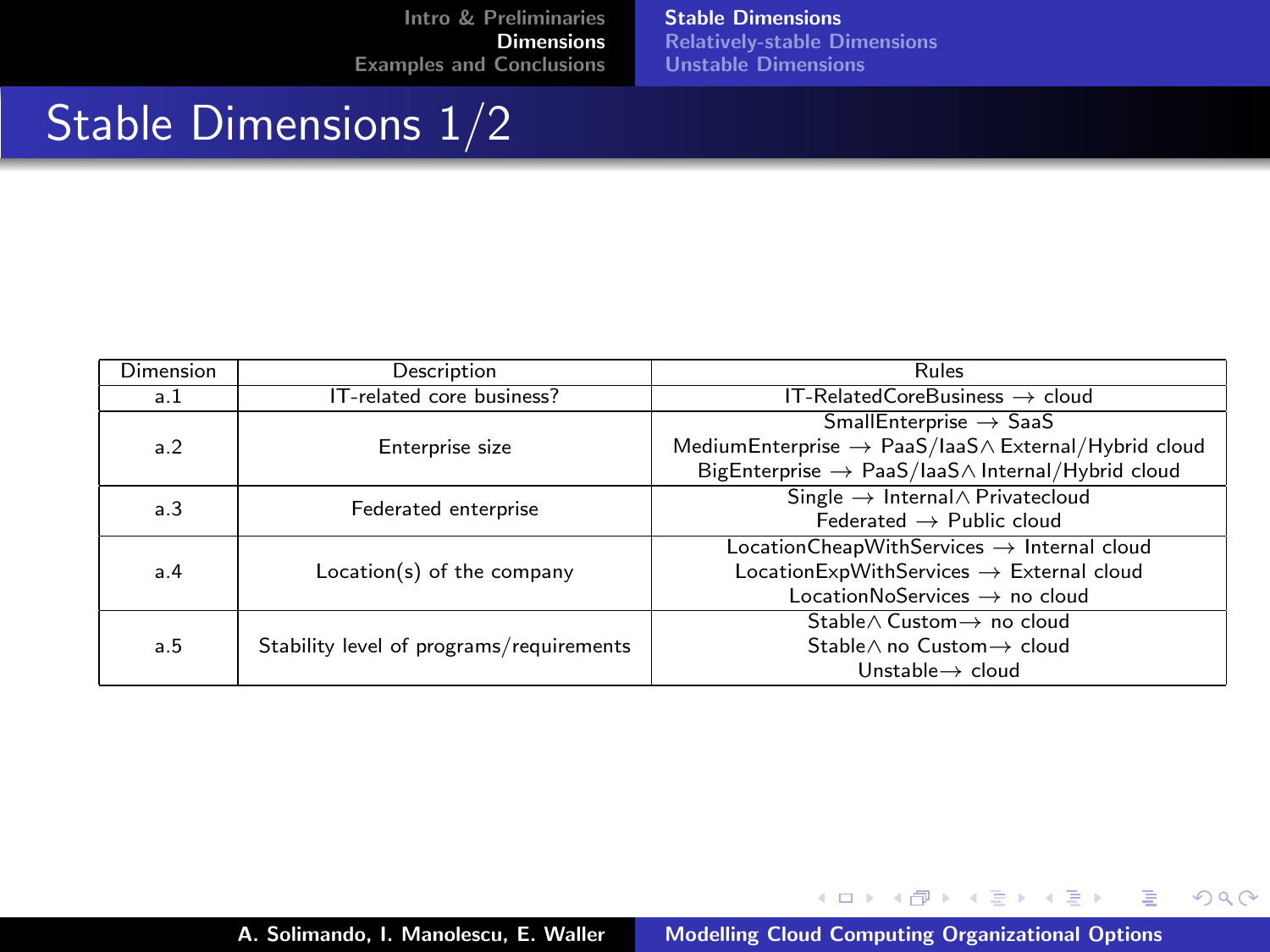# Stable Dimensions 1/2

| Dimension | Description | Rules |
|---|---|---|
| a.1 | IT-related core business? | IT-RelatedCoreBusiness $\rightarrow$ cloud |
| a.2 | Enterprise size | SmallEnterprise $\rightarrow$ SaaS<br>MediumEnterprise $\rightarrow$ PaaS/IaaS$\wedge$ External/Hybrid cloud<br>BigEnterprise $\rightarrow$ PaaS/IaaS$\wedge$ Internal/Hybrid cloud |
| a.3 | Federated enterprise | Single $\rightarrow$ Internal$\wedge$ Privatecloud<br>Federated $\rightarrow$ Public cloud |
| a.4 | Location(s) of the company | LocationCheapWithServices $\rightarrow$ Internal cloud<br>LocationExpWithServices $\rightarrow$ External cloud<br>LocationNoServices $\rightarrow$ no cloud |
| a.5 | Stability level of programs/requirements | Stable$\wedge$ Custom$\rightarrow$ no cloud<br>Stable$\wedge$ no Custom$\rightarrow$ cloud<br>Unstable$\rightarrow$ cloud |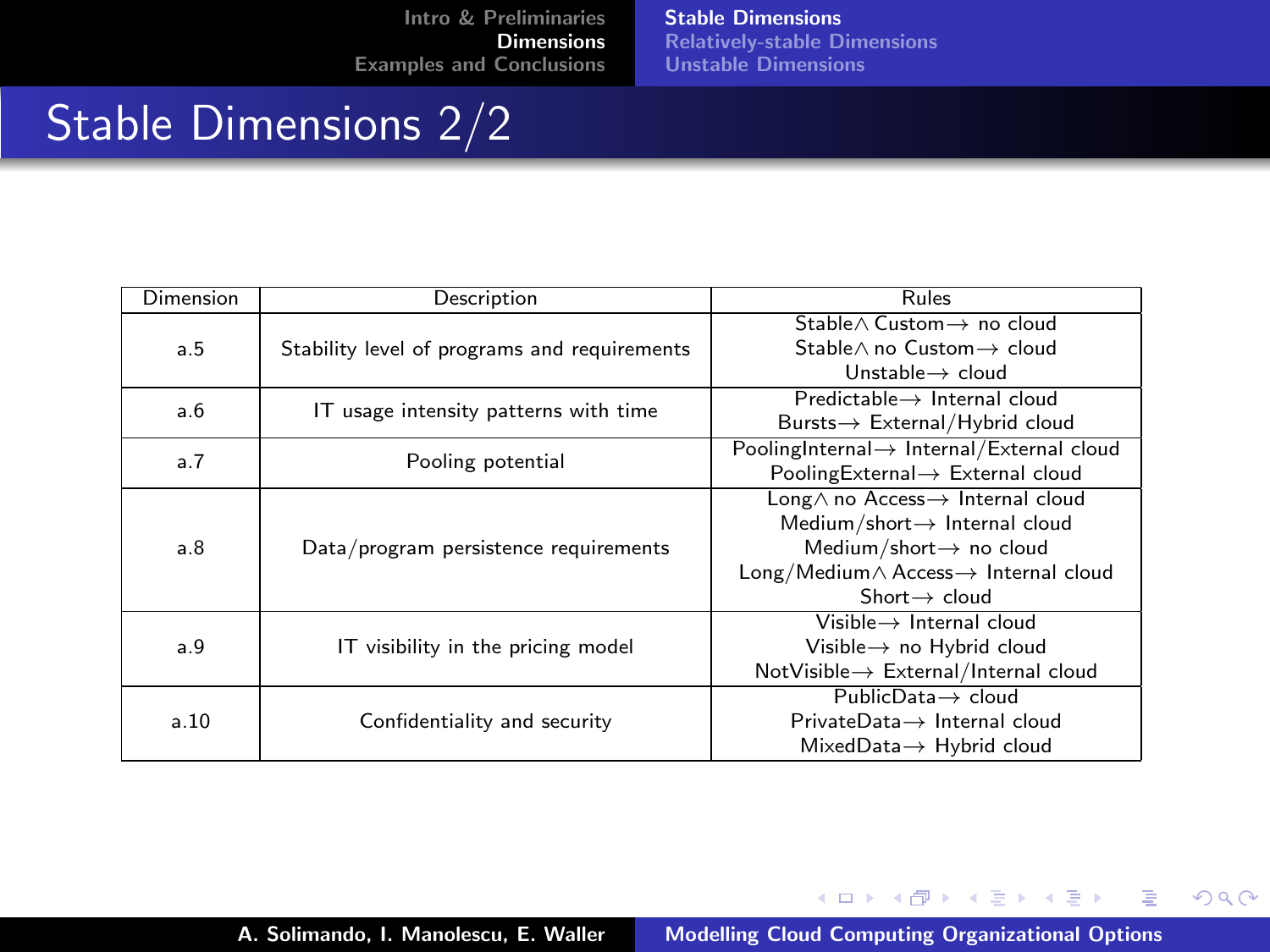# Stable Dimensions 2/2

| Dimension | Description | Rules |
|---|---|---|
| a.5 | Stability level of programs and requirements | Stable$\wedge$ Custom$\rightarrow$ no cloud<br>Stable$\wedge$ no Custom$\rightarrow$ cloud<br>Unstable$\rightarrow$ cloud |
| a.6 | IT usage intensity patterns with time | Predictable$\rightarrow$ Internal cloud<br>Bursts$\rightarrow$ External/Hybrid cloud |
| a.7 | Pooling potential | PoolingInternal$\rightarrow$ Internal/External cloud<br>PoolingExternal$\rightarrow$ External cloud |
| a.8 | Data/program persistence requirements | Long$\wedge$ no Access$\rightarrow$ Internal cloud<br>Medium/short$\rightarrow$ Internal cloud<br>Medium/short$\rightarrow$ no cloud<br>Long/Medium$\wedge$ Access$\rightarrow$ Internal cloud<br>Short$\rightarrow$ cloud |
| a.9 | IT visibility in the pricing model | Visible$\rightarrow$ Internal cloud<br>Visible$\rightarrow$ no Hybrid cloud<br>NotVisible$\rightarrow$ External/Internal cloud |
| a.10 | Confidentiality and security | PublicData$\rightarrow$ cloud<br>PrivateData$\rightarrow$ Internal cloud<br>MixedData$\rightarrow$ Hybrid cloud |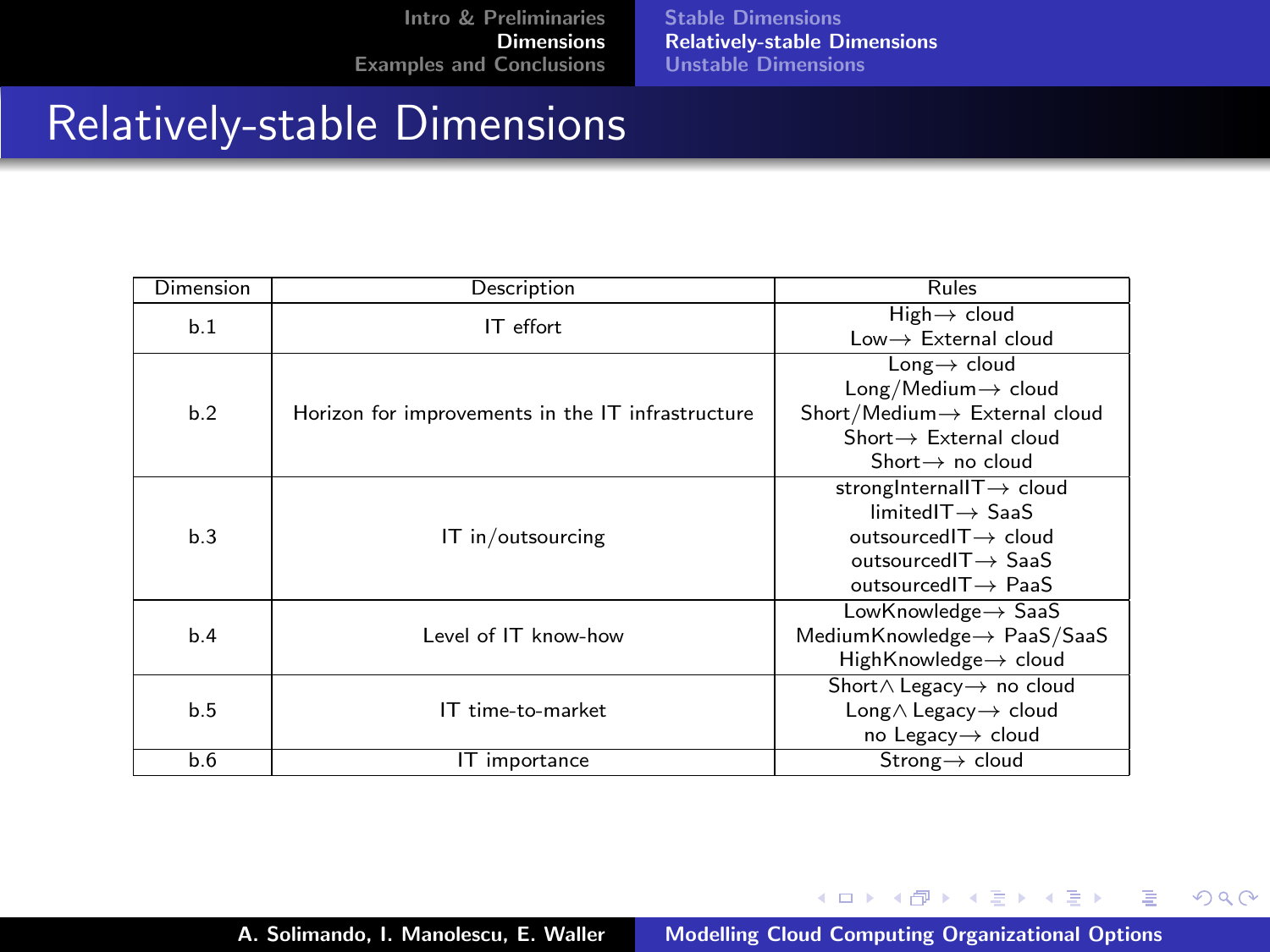# Relatively-stable Dimensions

| Dimension | Description | Rules |
|---|---|---|
| b.1 | IT effort | High→ cloud<br>Low→ External cloud |
| b.2 | Horizon for improvements in the IT infrastructure | Long→ cloud<br>Long/Medium→ cloud<br>Short/Medium→ External cloud<br>Short→ External cloud<br>Short→ no cloud |
| b.3 | IT in/outsourcing | strongInternalIT→ cloud<br>limitedIT→ SaaS<br>outsourcedIT→ cloud<br>outsourcedIT→ SaaS<br>outsourcedIT→ PaaS |
| b.4 | Level of IT know-how | LowKnowledge→ SaaS<br>MediumKnowledge→ PaaS/SaaS<br>HighKnowledge→ cloud |
| b.5 | IT time-to-market | Short∧ Legacy→ no cloud<br>Long∧ Legacy→ cloud<br>no Legacy→ cloud |
| b.6 | IT importance | Strong→ cloud |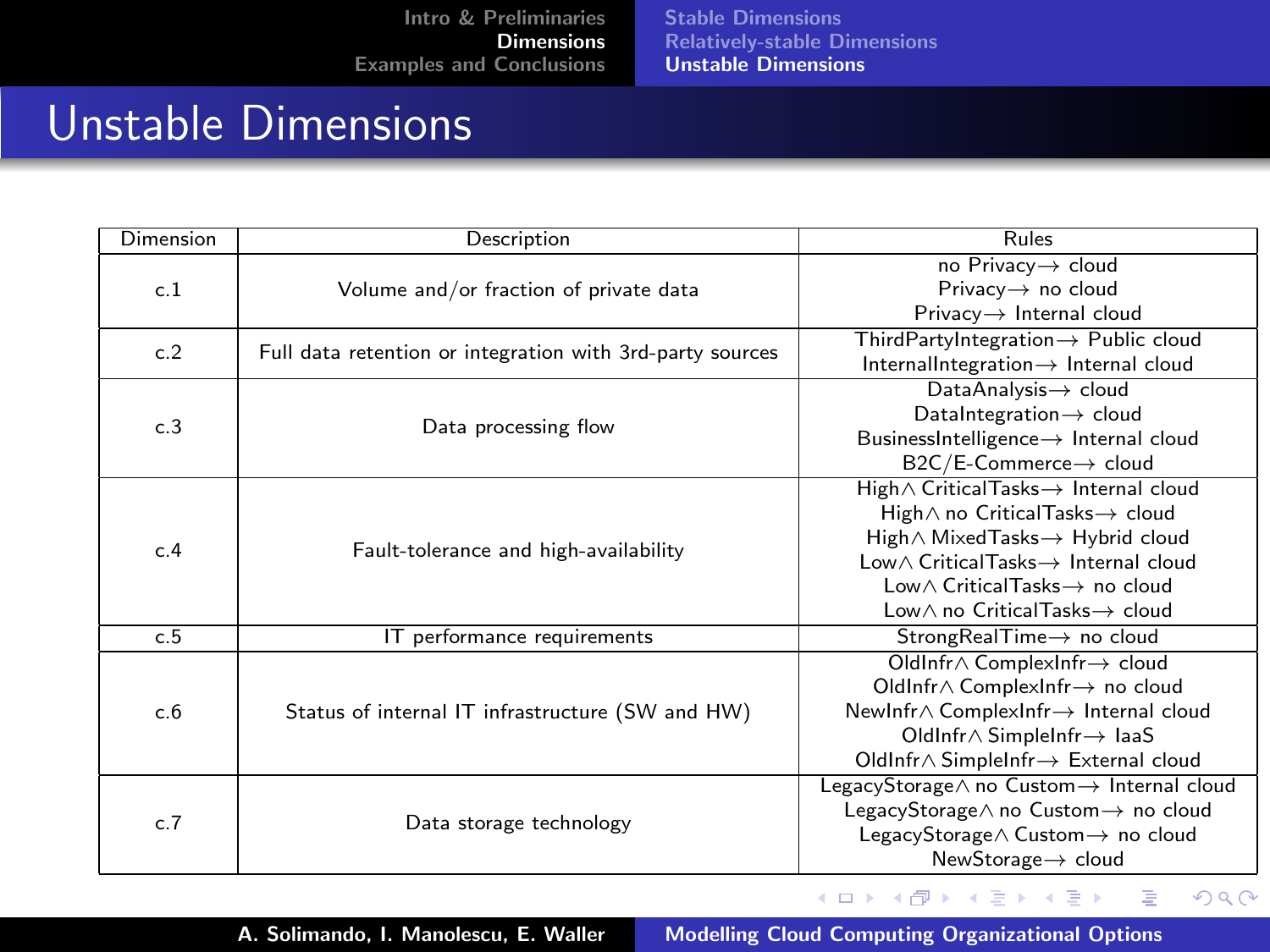# Unstable Dimensions

| Dimension | Description | Rules |
|---|---|---|
| c.1 | Volume and/or fraction of private data | no Privacy$\rightarrow$ cloud<br>Privacy$\rightarrow$ no cloud<br>Privacy$\rightarrow$ Internal cloud |
| c.2 | Full data retention or integration with 3rd-party sources | ThirdPartyIntegration$\rightarrow$ Public cloud<br>InternalIntegration$\rightarrow$ Internal cloud |
| c.3 | Data processing flow | DataAnalysis$\rightarrow$ cloud<br>DataIntegration$\rightarrow$ cloud<br>BusinessIntelligence$\rightarrow$ Internal cloud<br>B2C/E-Commerce$\rightarrow$ cloud |
| c.4 | Fault-tolerance and high-availability | High$\wedge$ CriticalTasks$\rightarrow$ Internal cloud<br>High$\wedge$ no CriticalTasks$\rightarrow$ cloud<br>High$\wedge$ MixedTasks$\rightarrow$ Hybrid cloud<br>Low$\wedge$ CriticalTasks$\rightarrow$ Internal cloud<br>Low$\wedge$ CriticalTasks$\rightarrow$ no cloud<br>Low$\wedge$ no CriticalTasks$\rightarrow$ cloud |
| c.5 | IT performance requirements | StrongRealTime$\rightarrow$ no cloud |
| c.6 | Status of internal IT infrastructure (SW and HW) | OldInfr$\wedge$ ComplexInfr$\rightarrow$ cloud<br>OldInfr$\wedge$ ComplexInfr$\rightarrow$ no cloud<br>NewInfr$\wedge$ ComplexInfr$\rightarrow$ Internal cloud<br>OldInfr$\wedge$ SimpleInfr$\rightarrow$ IaaS<br>OldInfr$\wedge$ SimpleInfr$\rightarrow$ External cloud |
| c.7 | Data storage technology | LegacyStorage$\wedge$ no Custom$\rightarrow$ Internal cloud<br>LegacyStorage$\wedge$ no Custom$\rightarrow$ no cloud<br>LegacyStorage$\wedge$ Custom$\rightarrow$ no cloud<br>NewStorage$\rightarrow$ cloud |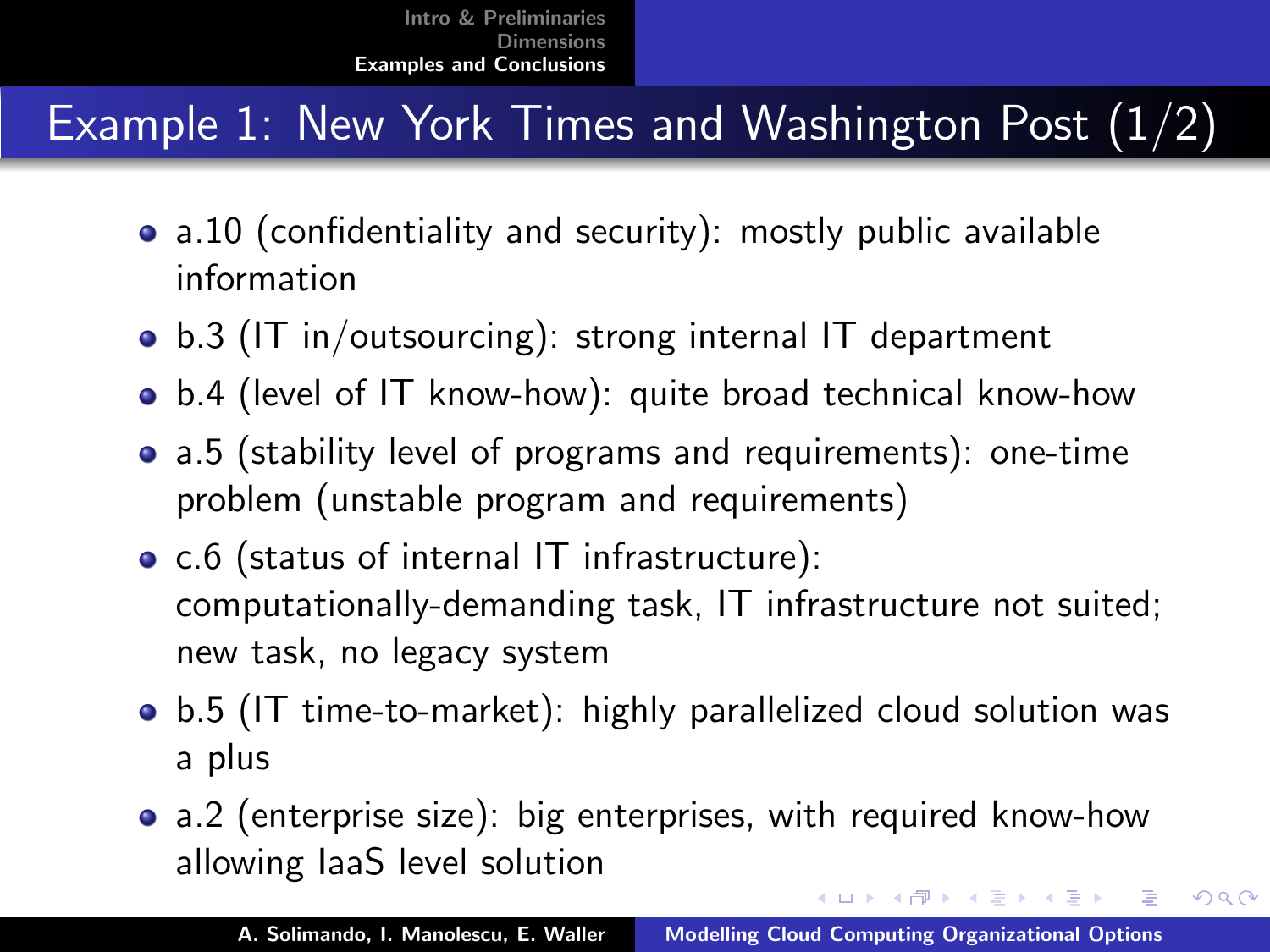# Example 1: New York Times and Washington Post (1/2)

- a.10 (confidentiality and security): mostly public available information
- b.3 (IT in/outsourcing): strong internal IT department
- b.4 (level of IT know-how): quite broad technical know-how
- a.5 (stability level of programs and requirements): one-time problem (unstable program and requirements)
- c.6 (status of internal IT infrastructure): computationally-demanding task, IT infrastructure not suited; new task, no legacy system
- b.5 (IT time-to-market): highly parallelized cloud solution was a plus
- a.2 (enterprise size): big enterprises, with required know-how allowing IaaS level solution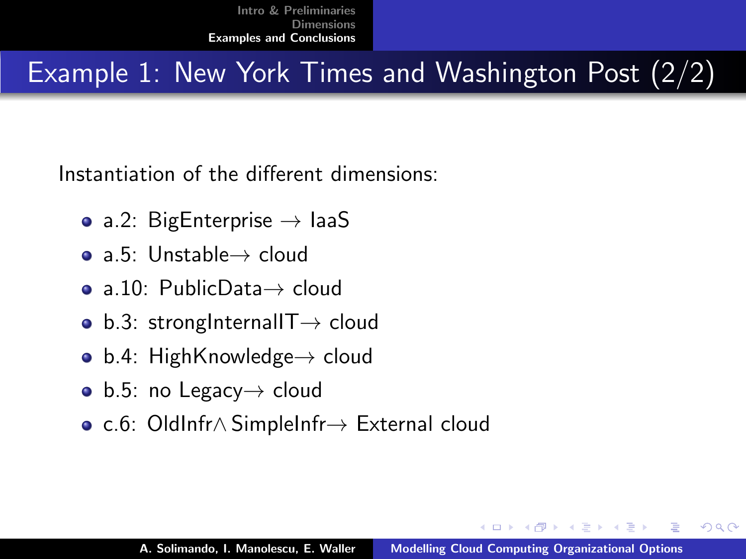# Example 1: New York Times and Washington Post (2/2)

Instantiation of the different dimensions:

- a.2: BigEnterprise $\rightarrow$ IaaS
- a.5: Unstable$\rightarrow$ cloud
- a.10: PublicData$\rightarrow$ cloud
- b.3: strongInternalIT$\rightarrow$ cloud
- b.4: HighKnowledge$\rightarrow$ cloud
- b.5: no Legacy$\rightarrow$ cloud
- c.6: OldInfr$\wedge$ SimpleInfr$\rightarrow$ External cloud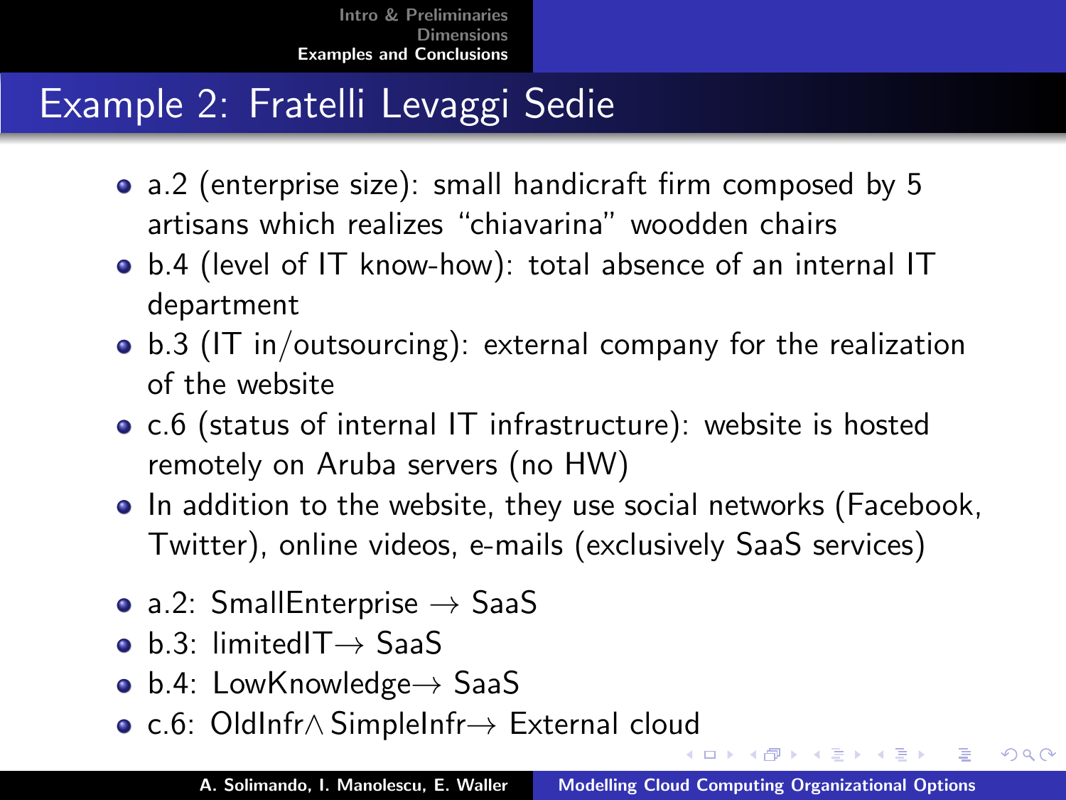# Example 2: Fratelli Levaggi Sedie

- a.2 (enterprise size): small handicraft firm composed by 5 artisans which realizes "chiavarina" woodden chairs
- b.4 (level of IT know-how): total absence of an internal IT department
- b.3 (IT in/outsourcing): external company for the realization of the website
- c.6 (status of internal IT infrastructure): website is hosted remotely on Aruba servers (no HW)
- In addition to the website, they use social networks (Facebook, Twitter), online videos, e-mails (exclusively SaaS services)

- a.2: SmallEnterprise $\rightarrow$ SaaS
- b.3: limitedIT$\rightarrow$ SaaS
- b.4: LowKnowledge$\rightarrow$ SaaS
- c.6: OldInfr$\wedge$ SimpleInfr$\rightarrow$ External cloud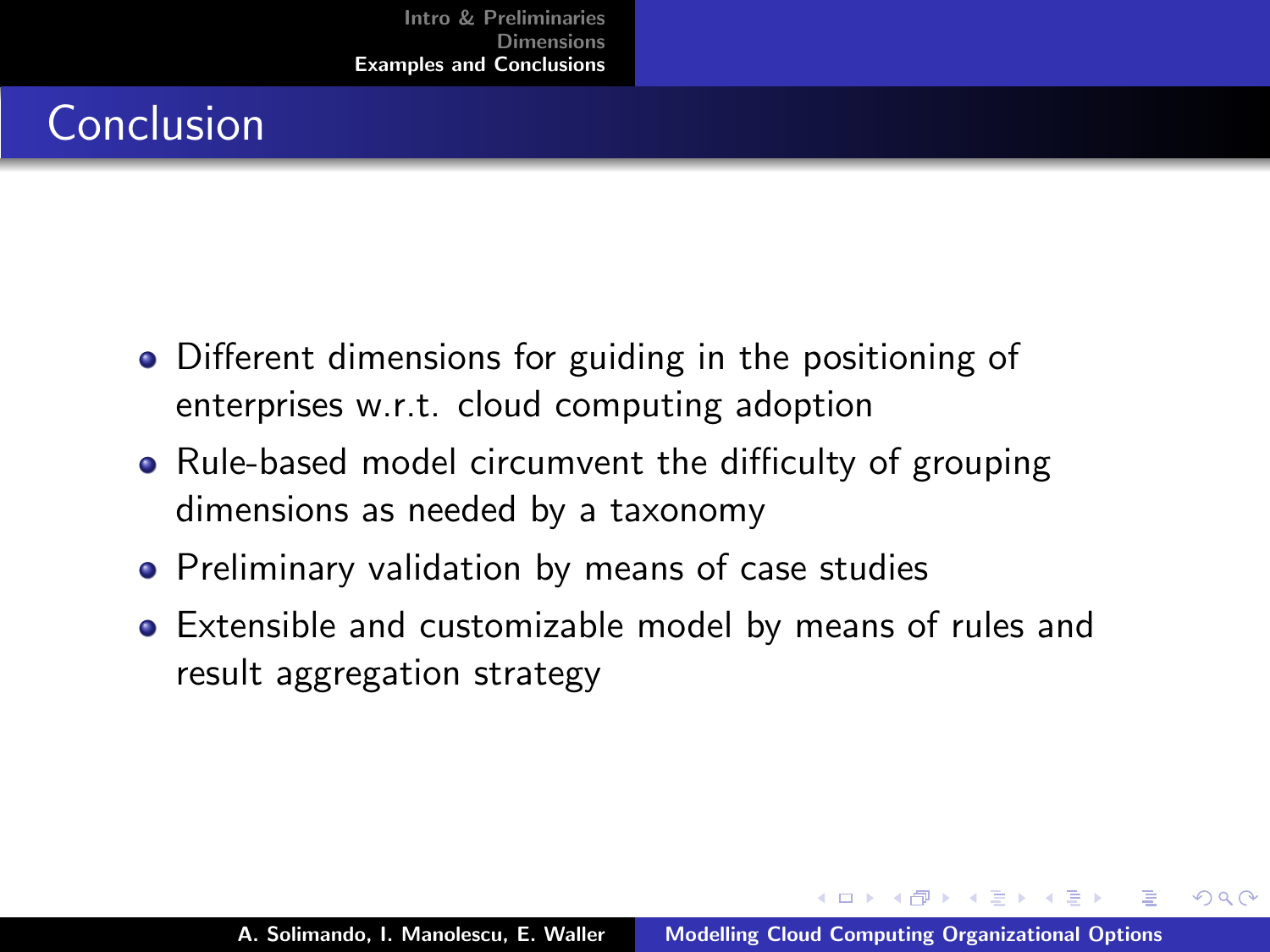# Conclusion

- Different dimensions for guiding in the positioning of enterprises w.r.t. cloud computing adoption
- Rule-based model circumvent the difficulty of grouping dimensions as needed by a taxonomy
- Preliminary validation by means of case studies
- Extensible and customizable model by means of rules and result aggregation strategy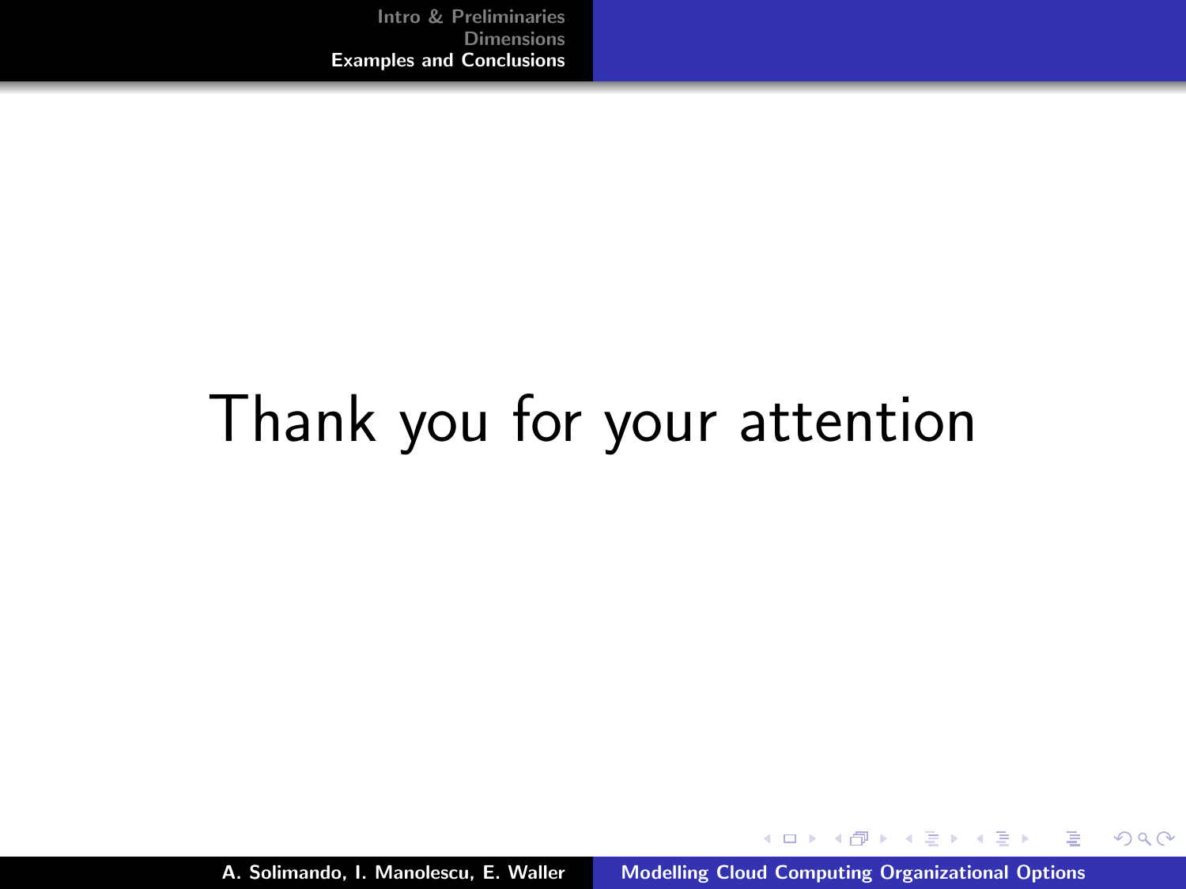Thank you for your attention